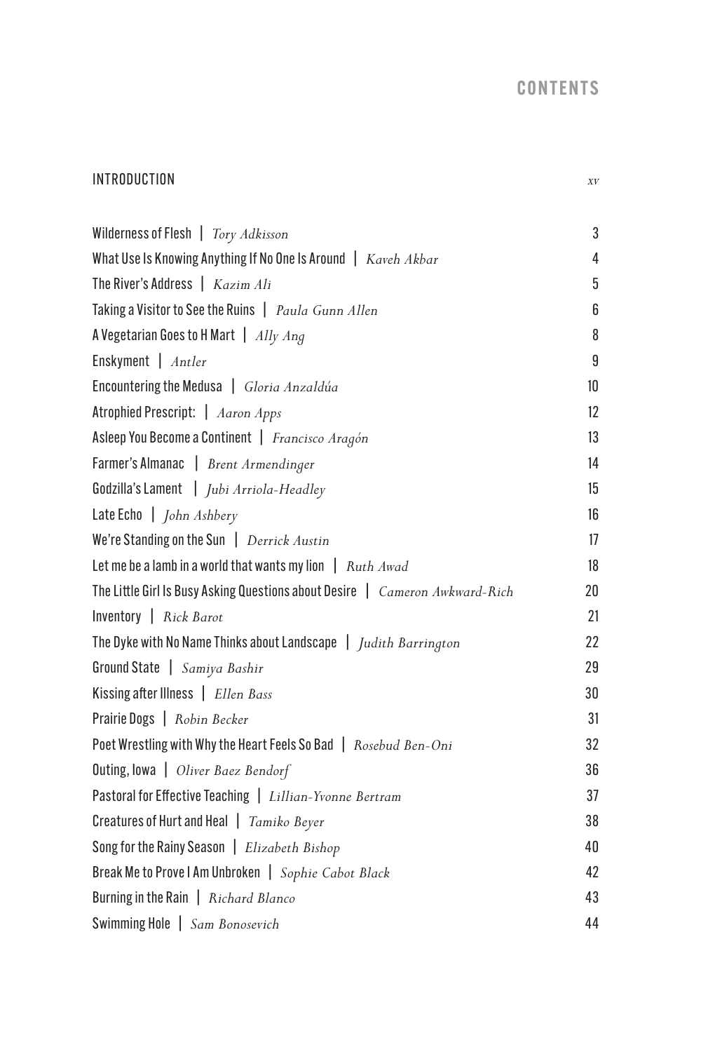# CONTENTS

INTRODUCTION *xv*

Wilderness of Flesh | *Tory Adkisson* 3

What Use Is Knowing Anything If No One Is Around | *Kaveh Akbar* 4

The River's Address | *Kazim Ali* 5

Taking a Visitor to See the Ruins | *Paula Gunn Allen* 6

A Vegetarian Goes to H Mart | *Ally Ang* 8

Enskyment | *Antler* 9

Encountering the Medusa | *Gloria Anzaldúa* 10

Atrophied Prescript: | *Aaron Apps* 12

Asleep You Become a Continent | *Francisco Aragón* 13

Farmer's Almanac | *Brent Armendinger* 14

Godzilla's Lament | *Jubi Arriola-Headley* 15

Late Echo | *John Ashbery* 16

We're Standing on the Sun | *Derrick Austin* 17

Let me be a lamb in a world that wants my lion | *Ruth Awad* 18

The Little Girl Is Busy Asking Questions about Desire | *Cameron Awkward-Rich* 20

Inventory | *Rick Barot* 21

The Dyke with No Name Thinks about Landscape | *Judith Barrington* 22

Ground State | *Samiya Bashir* 29

Kissing after Illness | *Ellen Bass* 30

Prairie Dogs | *Robin Becker* 31

Poet Wrestling with Why the Heart Feels So Bad | *Rosebud Ben-Oni* 32

Outing, Iowa | *Oliver Baez Bendorf* 36

Pastoral for Effective Teaching | *Lillian-Yvonne Bertram* 37

Creatures of Hurt and Heal | *Tamiko Beyer* 38

Song for the Rainy Season | *Elizabeth Bishop* 40

Break Me to Prove I Am Unbroken | *Sophie Cabot Black* 42

Burning in the Rain | *Richard Blanco* 43

Swimming Hole | *Sam Bonosevich* 44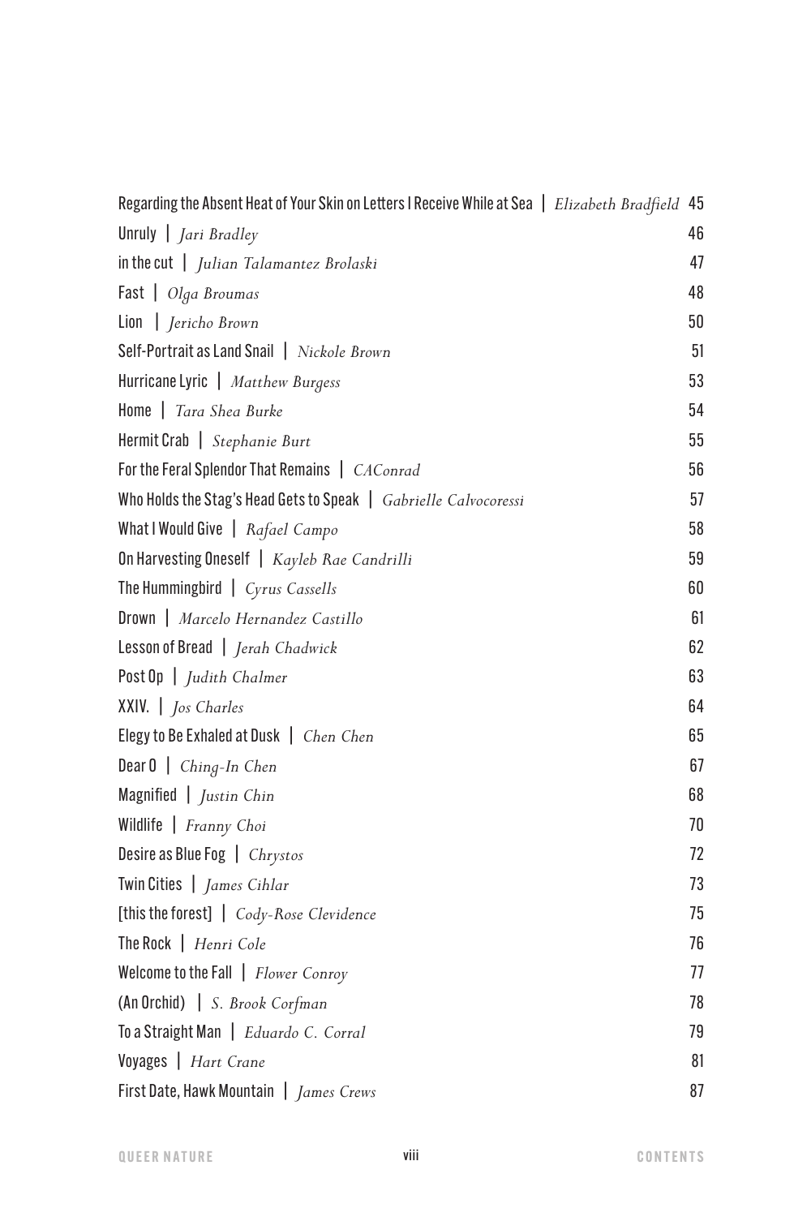Regarding the Absent Heat of Your Skin on Letters I Receive While at Sea | *Elizabeth Bradfield* 45
Unruly | *Jari Bradley* 46
in the cut | *Julian Talamantez Brolaski* 47
Fast | *Olga Broumas* 48
Lion | *Jericho Brown* 50
Self-Portrait as Land Snail | *Nickole Brown* 51
Hurricane Lyric | *Matthew Burgess* 53
Home | *Tara Shea Burke* 54
Hermit Crab | *Stephanie Burt* 55
For the Feral Splendor That Remains | *CAConrad* 56
Who Holds the Stag's Head Gets to Speak | *Gabrielle Calvocoressi* 57
What I Would Give | *Rafael Campo* 58
On Harvesting Oneself | *Kayleb Rae Candrilli* 59
The Hummingbird | *Cyrus Cassells* 60
Drown | *Marcelo Hernandez Castillo* 61
Lesson of Bread | *Jerah Chadwick* 62
Post Op | *Judith Chalmer* 63
XXIV. | *Jos Charles* 64
Elegy to Be Exhaled at Dusk | *Chen Chen* 65
Dear O | *Ching-In Chen* 67
Magnified | *Justin Chin* 68
Wildlife | *Franny Choi* 70
Desire as Blue Fog | *Chrystos* 72
Twin Cities | *James Cihlar* 73
[this the forest] | *Cody-Rose Clevidence* 75
The Rock | *Henri Cole* 76
Welcome to the Fall | *Flower Conroy* 77
(An Orchid) | *S. Brook Corfman* 78
To a Straight Man | *Eduardo C. Corral* 79
Voyages | *Hart Crane* 81
First Date, Hawk Mountain | *James Crews* 87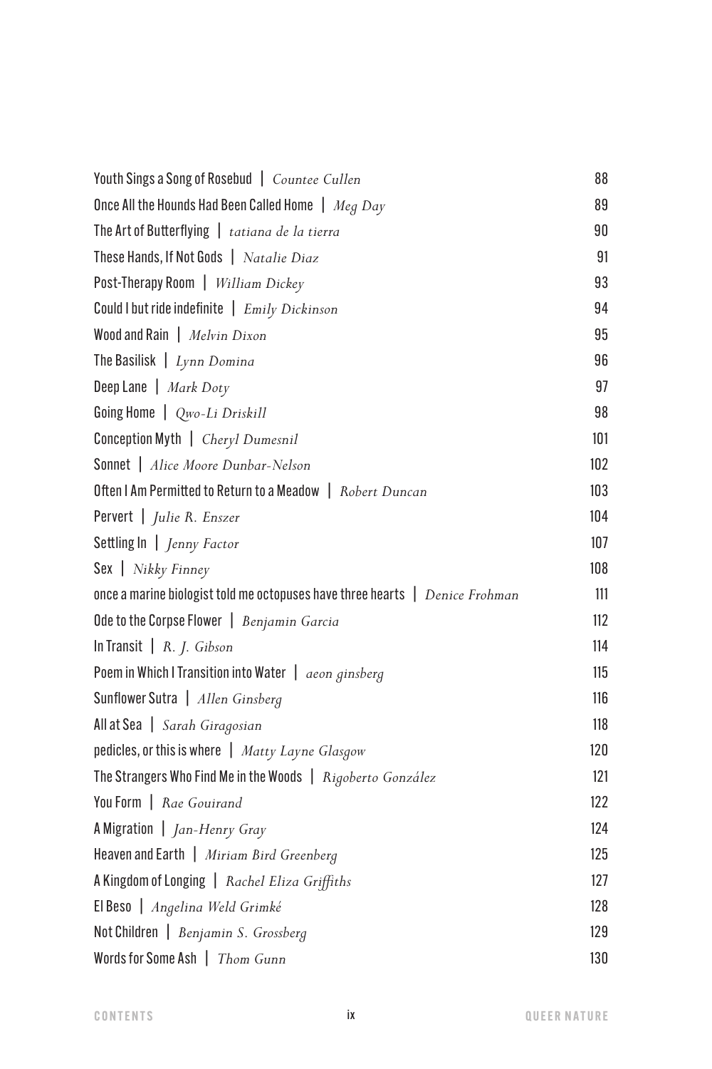Youth Sings a Song of Rosebud | *Countee Cullen* 88

Once All the Hounds Had Been Called Home | *Meg Day* 89

The Art of Butterflying | *tatiana de la tierra* 90

These Hands, If Not Gods | *Natalie Diaz* 91

Post-Therapy Room | *William Dickey* 93

Could I but ride indefinite | *Emily Dickinson* 94

Wood and Rain | *Melvin Dixon* 95

The Basilisk | *Lynn Domina* 96

Deep Lane | *Mark Doty* 97

Going Home | *Qwo-Li Driskill* 98

Conception Myth | *Cheryl Dumesnil* 101

Sonnet | *Alice Moore Dunbar-Nelson* 102

Often I Am Permitted to Return to a Meadow | *Robert Duncan* 103

Pervert | *Julie R. Enszer* 104

Settling In | *Jenny Factor* 107

Sex | *Nikky Finney* 108

once a marine biologist told me octopuses have three hearts | *Denice Frohman* 111

Ode to the Corpse Flower | *Benjamin Garcia* 112

In Transit | *R. J. Gibson* 114

Poem in Which I Transition into Water | *aeon ginsberg* 115

Sunflower Sutra | *Allen Ginsberg* 116

All at Sea | *Sarah Giragosian* 118

pedicles, or this is where | *Matty Layne Glasgow* 120

The Strangers Who Find Me in the Woods | *Rigoberto González* 121

You Form | *Rae Gouirand* 122

A Migration | *Jan-Henry Gray* 124

Heaven and Earth | *Miriam Bird Greenberg* 125

A Kingdom of Longing | *Rachel Eliza Griffiths* 127

El Beso | *Angelina Weld Grimké* 128

Not Children | *Benjamin S. Grossberg* 129

Words for Some Ash | *Thom Gunn* 130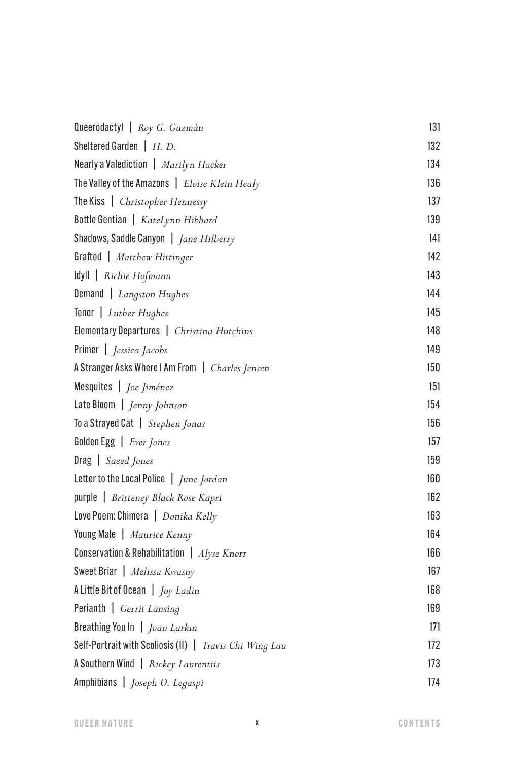Queerodactyl | *Roy G. Guzmán* 131

Sheltered Garden | *H. D.* 132

Nearly a Valediction | *Marilyn Hacker* 134

The Valley of the Amazons | *Eloise Klein Healy* 136

The Kiss | *Christopher Hennessy* 137

Bottle Gentian | *KateLynn Hibbard* 139

Shadows, Saddle Canyon | *Jane Hilberry* 141

Grafted | *Matthew Hittinger* 142

Idyll | *Richie Hofmann* 143

Demand | *Langston Hughes* 144

Tenor | *Luther Hughes* 145

Elementary Departures | *Christina Hutchins* 148

Primer | *Jessica Jacobs* 149

A Stranger Asks Where I Am From | *Charles Jensen* 150

Mesquites | *Joe Jiménez* 151

Late Bloom | *Jenny Johnson* 154

To a Strayed Cat | *Stephen Jonas* 156

Golden Egg | *Ever Jones* 157

Drag | *Saeed Jones* 159

Letter to the Local Police | *June Jordan* 160

purple | *Britteney Black Rose Kapri* 162

Love Poem: Chimera | *Donika Kelly* 163

Young Male | *Maurice Kenny* 164

Conservation & Rehabilitation | *Alyse Knorr* 166

Sweet Briar | *Melissa Kwasny* 167

A Little Bit of Ocean | *Joy Ladin* 168

Perianth | *Gerrit Lansing* 169

Breathing You In | *Joan Larkin* 171

Self-Portrait with Scoliosis (II) | *Travis Chi Wing Lau* 172

A Southern Wind | *Rickey Laurentiis* 173

Amphibians | *Joseph O. Legaspi* 174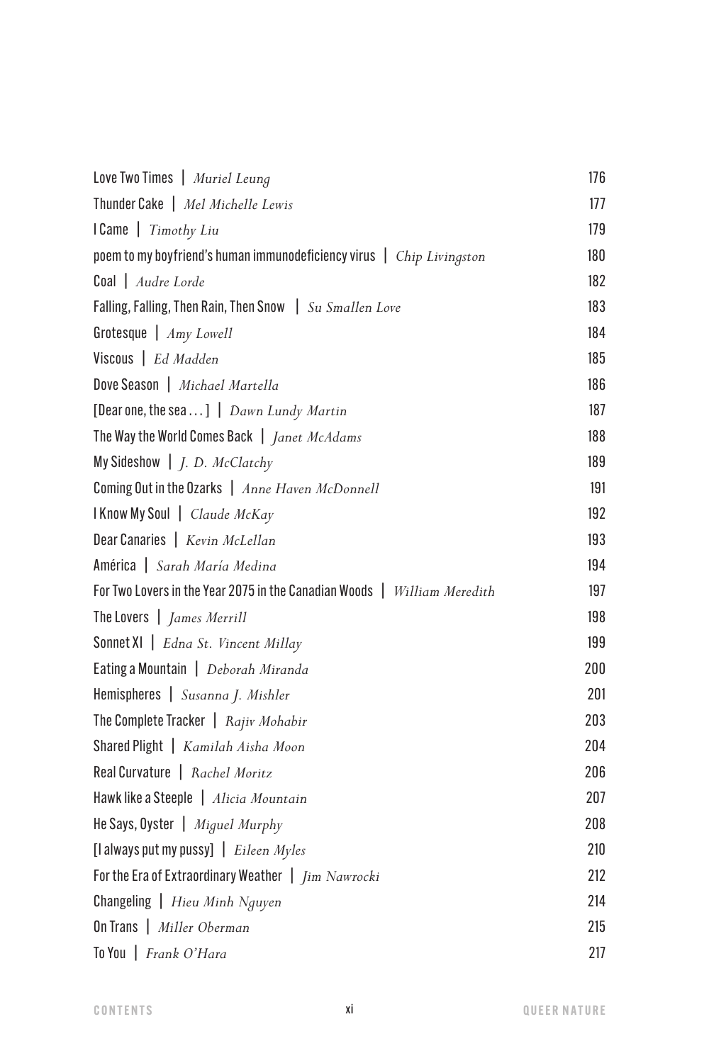Love Two Times | *Muriel Leung* 176

Thunder Cake | *Mel Michelle Lewis* 177

I Came | *Timothy Liu* 179

poem to my boyfriend's human immunodeficiency virus | *Chip Livingston* 180

Coal | *Audre Lorde* 182

Falling, Falling, Then Rain, Then Snow | *Su Smallen Love* 183

Grotesque | *Amy Lowell* 184

Viscous | *Ed Madden* 185

Dove Season | *Michael Martella* 186

[Dear one, the sea . . . ] | *Dawn Lundy Martin* 187

The Way the World Comes Back | *Janet McAdams* 188

My Sideshow | *J. D. McClatchy* 189

Coming Out in the Ozarks | *Anne Haven McDonnell* 191

I Know My Soul | *Claude McKay* 192

Dear Canaries | *Kevin McLellan* 193

América | *Sarah María Medina* 194

For Two Lovers in the Year 2075 in the Canadian Woods | *William Meredith* 197

The Lovers | *James Merrill* 198

Sonnet XI | *Edna St. Vincent Millay* 199

Eating a Mountain | *Deborah Miranda* 200

Hemispheres | *Susanna J. Mishler* 201

The Complete Tracker | *Rajiv Mohabir* 203

Shared Plight | *Kamilah Aisha Moon* 204

Real Curvature | *Rachel Moritz* 206

Hawk like a Steeple | *Alicia Mountain* 207

He Says, Oyster | *Miguel Murphy* 208

[I always put my pussy] | *Eileen Myles* 210

For the Era of Extraordinary Weather | *Jim Nawrocki* 212

Changeling | *Hieu Minh Nguyen* 214

On Trans | *Miller Oberman* 215

To You | *Frank O'Hara* 217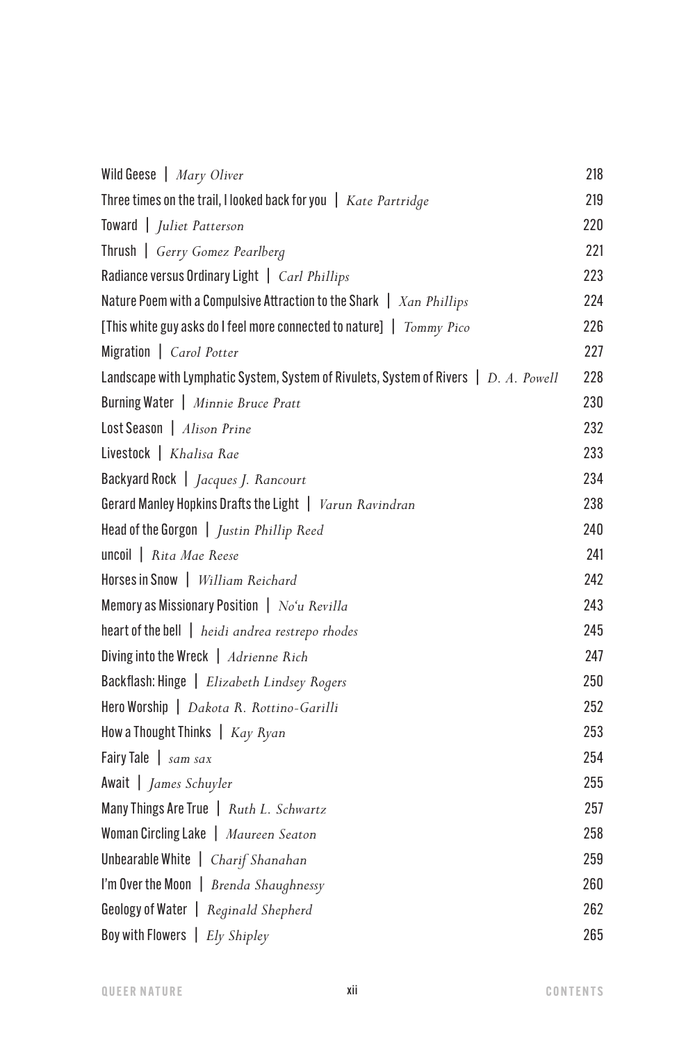Wild Geese | *Mary Oliver* 218

Three times on the trail, I looked back for you | *Kate Partridge* 219

Toward | *Juliet Patterson* 220

Thrush | *Gerry Gomez Pearlberg* 221

Radiance versus Ordinary Light | *Carl Phillips* 223

Nature Poem with a Compulsive Attraction to the Shark | *Xan Phillips* 224

[This white guy asks do I feel more connected to nature] | *Tommy Pico* 226

Migration | *Carol Potter* 227

Landscape with Lymphatic System, System of Rivulets, System of Rivers | *D. A. Powell* 228

Burning Water | *Minnie Bruce Pratt* 230

Lost Season | *Alison Prine* 232

Livestock | *Khalisa Rae* 233

Backyard Rock | *Jacques J. Rancourt* 234

Gerard Manley Hopkins Drafts the Light | *Varun Ravindran* 238

Head of the Gorgon | *Justin Phillip Reed* 240

uncoil | *Rita Mae Reese* 241

Horses in Snow | *William Reichard* 242

Memory as Missionary Position | *No'u Revilla* 243

heart of the bell | *heidi andrea restrepo rhodes* 245

Diving into the Wreck | *Adrienne Rich* 247

Backflash: Hinge | *Elizabeth Lindsey Rogers* 250

Hero Worship | *Dakota R. Rottino-Garilli* 252

How a Thought Thinks | *Kay Ryan* 253

Fairy Tale | *sam sax* 254

Await | *James Schuyler* 255

Many Things Are True | *Ruth L. Schwartz* 257

Woman Circling Lake | *Maureen Seaton* 258

Unbearable White | *Charif Shanahan* 259

I'm Over the Moon | *Brenda Shaughnessy* 260

Geology of Water | *Reginald Shepherd* 262

Boy with Flowers | *Ely Shipley* 265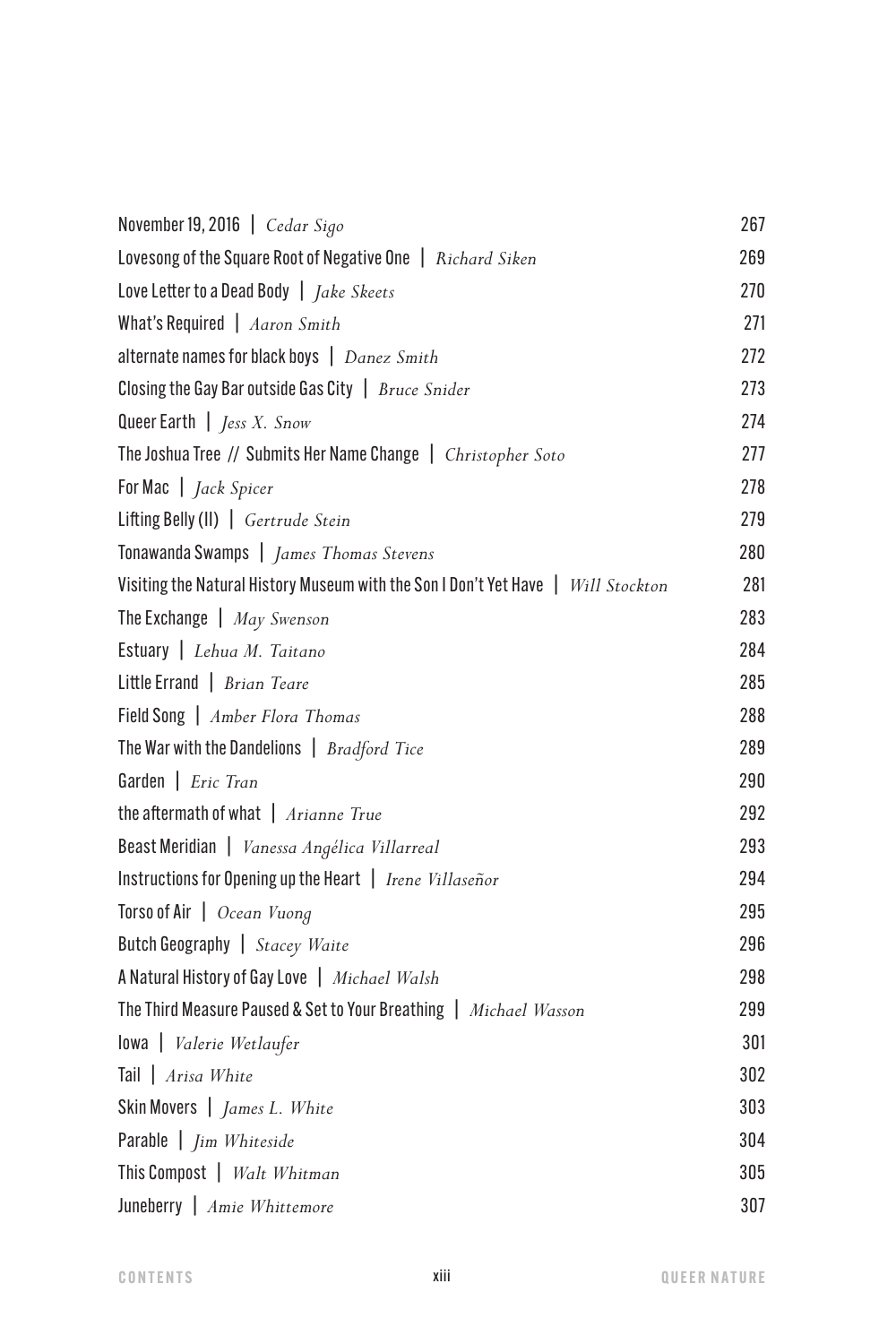November 19, 2016 | *Cedar Sigo* 267

Lovesong of the Square Root of Negative One | *Richard Siken* 269

Love Letter to a Dead Body | *Jake Skeets* 270

What's Required | *Aaron Smith* 271

alternate names for black boys | *Danez Smith* 272

Closing the Gay Bar outside Gas City | *Bruce Snider* 273

Queer Earth | *Jess X. Snow* 274

The Joshua Tree // Submits Her Name Change | *Christopher Soto* 277

For Mac | *Jack Spicer* 278

Lifting Belly (II) | *Gertrude Stein* 279

Tonawanda Swamps | *James Thomas Stevens* 280

Visiting the Natural History Museum with the Son I Don't Yet Have | *Will Stockton* 281

The Exchange | *May Swenson* 283

Estuary | *Lehua M. Taitano* 284

Little Errand | *Brian Teare* 285

Field Song | *Amber Flora Thomas* 288

The War with the Dandelions | *Bradford Tice* 289

Garden | *Eric Tran* 290

the aftermath of what | *Arianne True* 292

Beast Meridian | *Vanessa Angélica Villarreal* 293

Instructions for Opening up the Heart | *Irene Villaseñor* 294

Torso of Air | *Ocean Vuong* 295

Butch Geography | *Stacey Waite* 296

A Natural History of Gay Love | *Michael Walsh* 298

The Third Measure Paused & Set to Your Breathing | *Michael Wasson* 299

Iowa | *Valerie Wetlaufer* 301

Tail | *Arisa White* 302

Skin Movers | *James L. White* 303

Parable | *Jim Whiteside* 304

This Compost | *Walt Whitman* 305

Juneberry | *Amie Whittemore* 307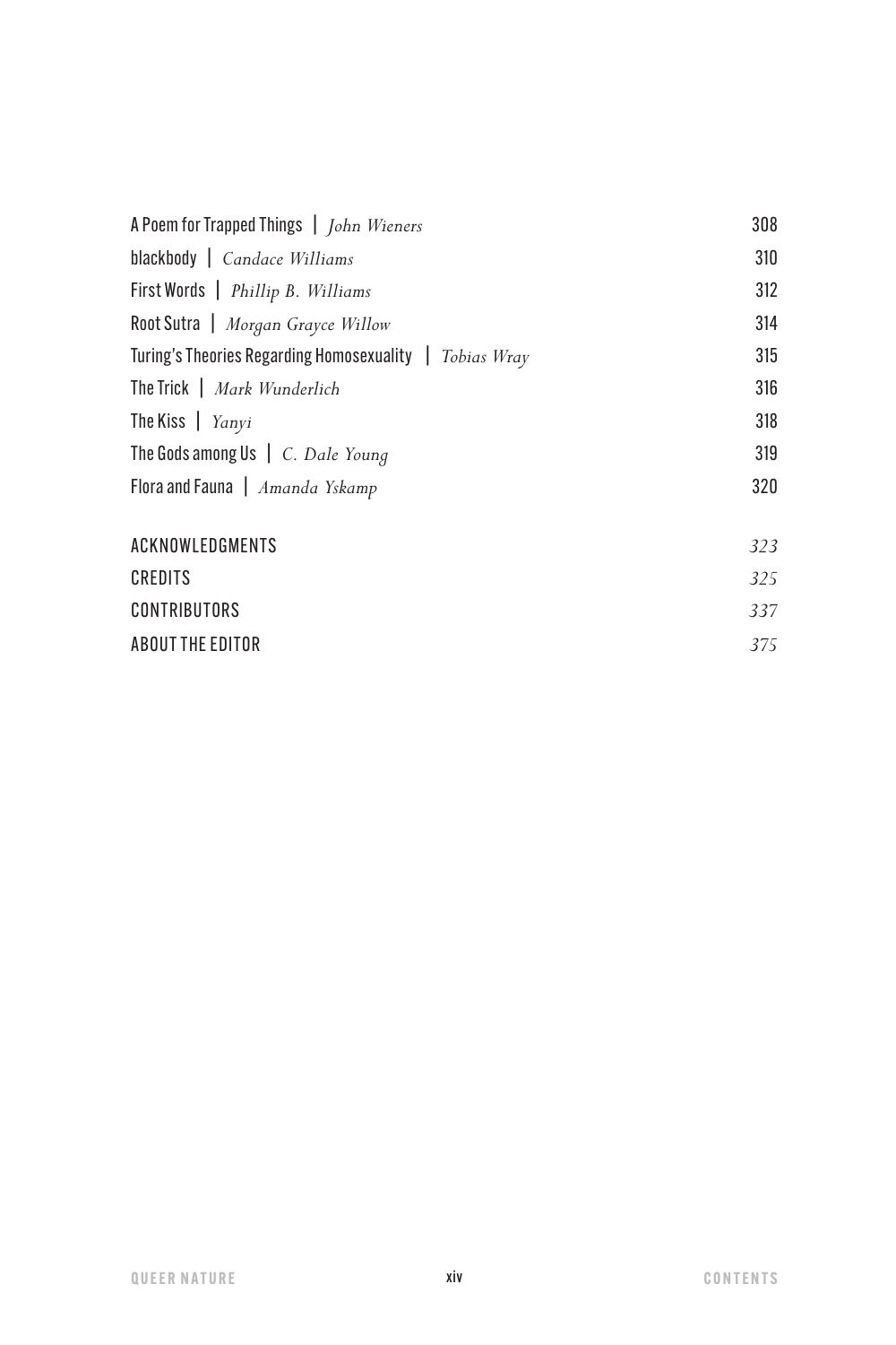A Poem for Trapped Things | *John Wieners* 308

blackbody | *Candace Williams* 310

First Words | *Phillip B. Williams* 312

Root Sutra | *Morgan Grayce Willow* 314

Turing's Theories Regarding Homosexuality | *Tobias Wray* 315

The Trick | *Mark Wunderlich* 316

The Kiss | *Yanyi* 318

The Gods among Us | *C. Dale Young* 319

Flora and Fauna | *Amanda Yskamp* 320

ACKNOWLEDGMENTS *323*

CREDITS *325*

CONTRIBUTORS *337*

ABOUT THE EDITOR *375*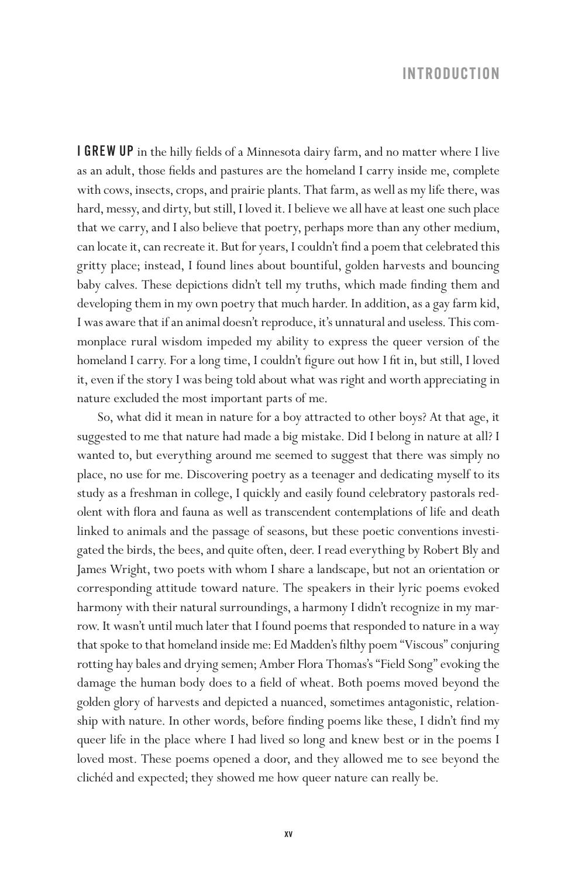# INTRODUCTION

**I GREW UP** in the hilly fields of a Minnesota dairy farm, and no matter where I live as an adult, those fields and pastures are the homeland I carry inside me, complete with cows, insects, crops, and prairie plants. That farm, as well as my life there, was hard, messy, and dirty, but still, I loved it. I believe we all have at least one such place that we carry, and I also believe that poetry, perhaps more than any other medium, can locate it, can recreate it. But for years, I couldn't find a poem that celebrated this gritty place; instead, I found lines about bountiful, golden harvests and bouncing baby calves. These depictions didn't tell my truths, which made finding them and developing them in my own poetry that much harder. In addition, as a gay farm kid, I was aware that if an animal doesn't reproduce, it's unnatural and useless. This commonplace rural wisdom impeded my ability to express the queer version of the homeland I carry. For a long time, I couldn't figure out how I fit in, but still, I loved it, even if the story I was being told about what was right and worth appreciating in nature excluded the most important parts of me.

So, what did it mean in nature for a boy attracted to other boys? At that age, it suggested to me that nature had made a big mistake. Did I belong in nature at all? I wanted to, but everything around me seemed to suggest that there was simply no place, no use for me. Discovering poetry as a teenager and dedicating myself to its study as a freshman in college, I quickly and easily found celebratory pastorals redolent with flora and fauna as well as transcendent contemplations of life and death linked to animals and the passage of seasons, but these poetic conventions investigated the birds, the bees, and quite often, deer. I read everything by Robert Bly and James Wright, two poets with whom I share a landscape, but not an orientation or corresponding attitude toward nature. The speakers in their lyric poems evoked harmony with their natural surroundings, a harmony I didn't recognize in my marrow. It wasn't until much later that I found poems that responded to nature in a way that spoke to that homeland inside me: Ed Madden's filthy poem "Viscous" conjuring rotting hay bales and drying semen; Amber Flora Thomas's "Field Song" evoking the damage the human body does to a field of wheat. Both poems moved beyond the golden glory of harvests and depicted a nuanced, sometimes antagonistic, relationship with nature. In other words, before finding poems like these, I didn't find my queer life in the place where I had lived so long and knew best or in the poems I loved most. These poems opened a door, and they allowed me to see beyond the clichéd and expected; they showed me how queer nature can really be.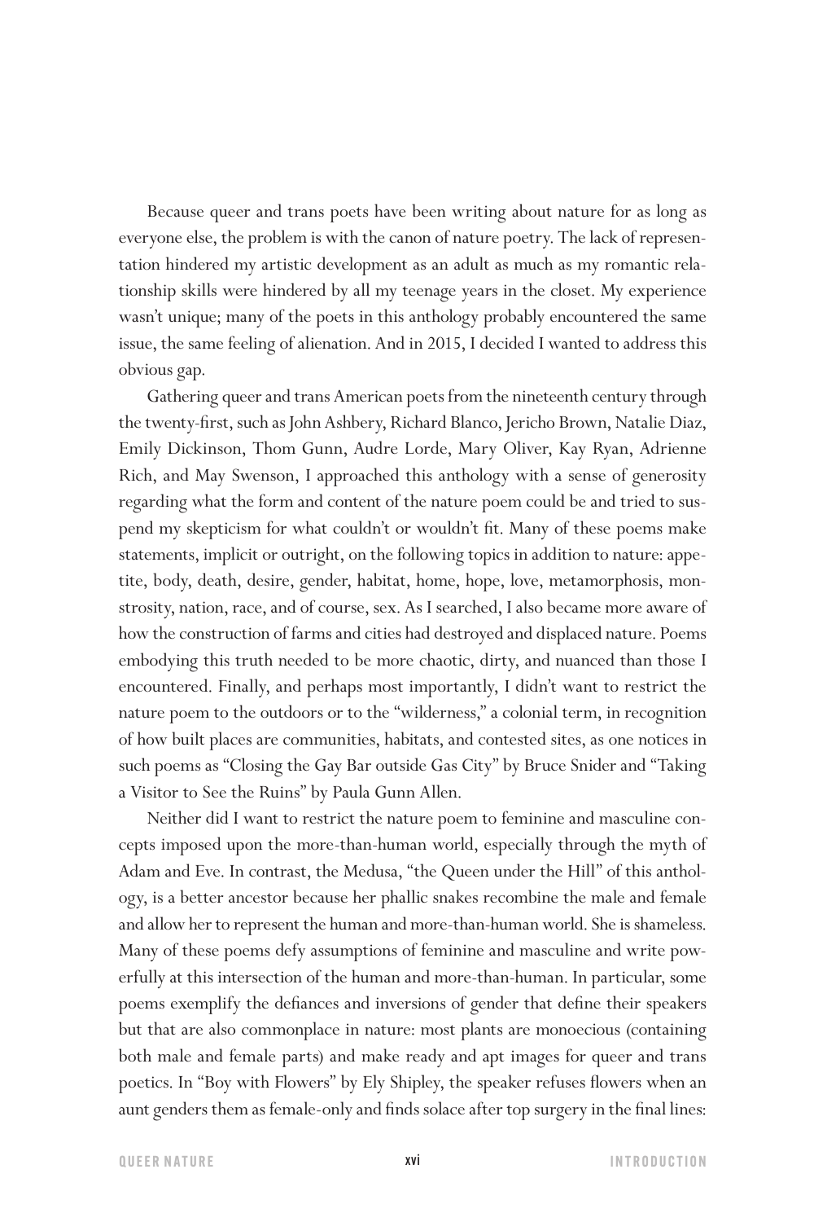Because queer and trans poets have been writing about nature for as long as everyone else, the problem is with the canon of nature poetry. The lack of representation hindered my artistic development as an adult as much as my romantic relationship skills were hindered by all my teenage years in the closet. My experience wasn't unique; many of the poets in this anthology probably encountered the same issue, the same feeling of alienation. And in 2015, I decided I wanted to address this obvious gap.

Gathering queer and trans American poets from the nineteenth century through the twenty-first, such as John Ashbery, Richard Blanco, Jericho Brown, Natalie Diaz, Emily Dickinson, Thom Gunn, Audre Lorde, Mary Oliver, Kay Ryan, Adrienne Rich, and May Swenson, I approached this anthology with a sense of generosity regarding what the form and content of the nature poem could be and tried to suspend my skepticism for what couldn't or wouldn't fit. Many of these poems make statements, implicit or outright, on the following topics in addition to nature: appetite, body, death, desire, gender, habitat, home, hope, love, metamorphosis, monstrosity, nation, race, and of course, sex. As I searched, I also became more aware of how the construction of farms and cities had destroyed and displaced nature. Poems embodying this truth needed to be more chaotic, dirty, and nuanced than those I encountered. Finally, and perhaps most importantly, I didn't want to restrict the nature poem to the outdoors or to the "wilderness," a colonial term, in recognition of how built places are communities, habitats, and contested sites, as one notices in such poems as "Closing the Gay Bar outside Gas City" by Bruce Snider and "Taking a Visitor to See the Ruins" by Paula Gunn Allen.

Neither did I want to restrict the nature poem to feminine and masculine concepts imposed upon the more-than-human world, especially through the myth of Adam and Eve. In contrast, the Medusa, "the Queen under the Hill" of this anthology, is a better ancestor because her phallic snakes recombine the male and female and allow her to represent the human and more-than-human world. She is shameless. Many of these poems defy assumptions of feminine and masculine and write powerfully at this intersection of the human and more-than-human. In particular, some poems exemplify the defiances and inversions of gender that define their speakers but that are also commonplace in nature: most plants are monoecious (containing both male and female parts) and make ready and apt images for queer and trans poetics. In "Boy with Flowers" by Ely Shipley, the speaker refuses flowers when an aunt genders them as female-only and finds solace after top surgery in the final lines: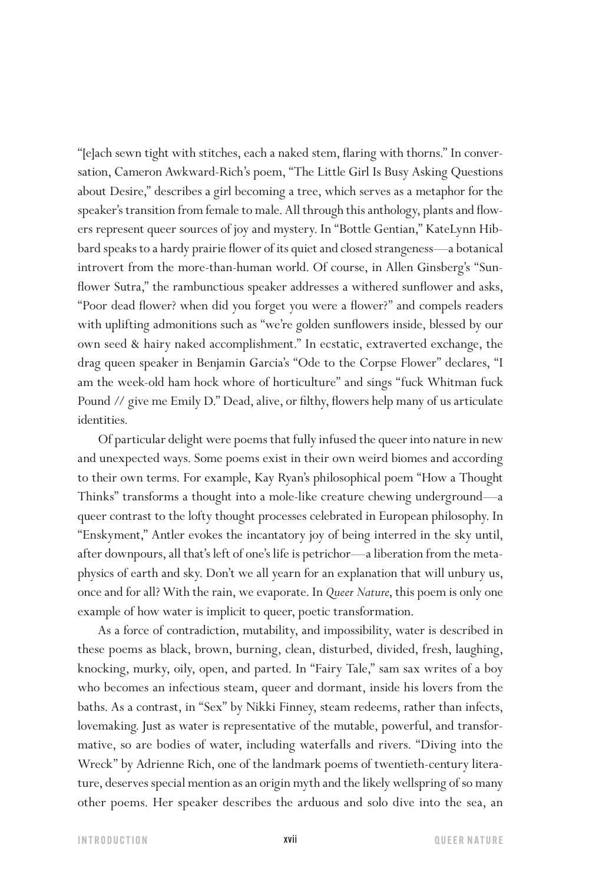"[e]ach sewn tight with stitches, each a naked stem, flaring with thorns." In conversation, Cameron Awkward-Rich's poem, "The Little Girl Is Busy Asking Questions about Desire," describes a girl becoming a tree, which serves as a metaphor for the speaker's transition from female to male. All through this anthology, plants and flowers represent queer sources of joy and mystery. In "Bottle Gentian," KateLynn Hibbard speaks to a hardy prairie flower of its quiet and closed strangeness—a botanical introvert from the more-than-human world. Of course, in Allen Ginsberg's "Sunflower Sutra," the rambunctious speaker addresses a withered sunflower and asks, "Poor dead flower? when did you forget you were a flower?" and compels readers with uplifting admonitions such as "we're golden sunflowers inside, blessed by our own seed & hairy naked accomplishment." In ecstatic, extraverted exchange, the drag queen speaker in Benjamin Garcia's "Ode to the Corpse Flower" declares, "I am the week-old ham hock whore of horticulture" and sings "fuck Whitman fuck Pound // give me Emily D." Dead, alive, or filthy, flowers help many of us articulate identities.

Of particular delight were poems that fully infused the queer into nature in new and unexpected ways. Some poems exist in their own weird biomes and according to their own terms. For example, Kay Ryan's philosophical poem "How a Thought Thinks" transforms a thought into a mole-like creature chewing underground—a queer contrast to the lofty thought processes celebrated in European philosophy. In "Enskyment," Antler evokes the incantatory joy of being interred in the sky until, after downpours, all that's left of one's life is petrichor—a liberation from the metaphysics of earth and sky. Don't we all yearn for an explanation that will unbury us, once and for all? With the rain, we evaporate. In *Queer Nature*, this poem is only one example of how water is implicit to queer, poetic transformation.

As a force of contradiction, mutability, and impossibility, water is described in these poems as black, brown, burning, clean, disturbed, divided, fresh, laughing, knocking, murky, oily, open, and parted. In "Fairy Tale," sam sax writes of a boy who becomes an infectious steam, queer and dormant, inside his lovers from the baths. As a contrast, in "Sex" by Nikki Finney, steam redeems, rather than infects, lovemaking. Just as water is representative of the mutable, powerful, and transformative, so are bodies of water, including waterfalls and rivers. "Diving into the Wreck" by Adrienne Rich, one of the landmark poems of twentieth-century literature, deserves special mention as an origin myth and the likely wellspring of so many other poems. Her speaker describes the arduous and solo dive into the sea, an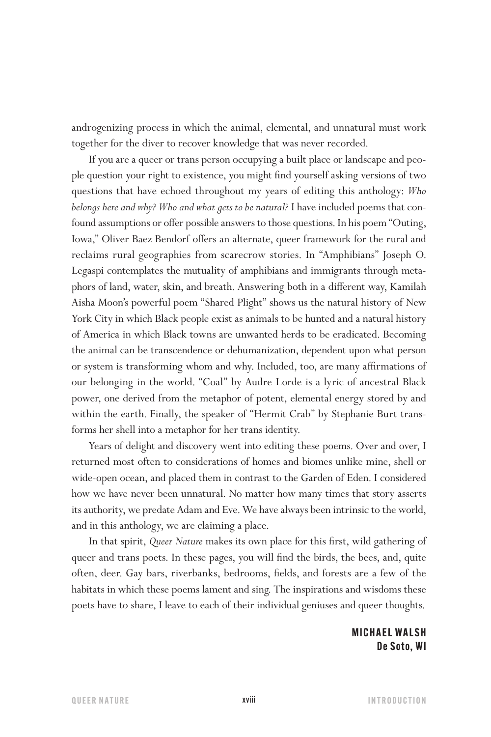androgenizing process in which the animal, elemental, and unnatural must work together for the diver to recover knowledge that was never recorded.

If you are a queer or trans person occupying a built place or landscape and people question your right to existence, you might find yourself asking versions of two questions that have echoed throughout my years of editing this anthology: *Who belongs here and why? Who and what gets to be natural?* I have included poems that confound assumptions or offer possible answers to those questions. In his poem "Outing, Iowa," Oliver Baez Bendorf offers an alternate, queer framework for the rural and reclaims rural geographies from scarecrow stories. In "Amphibians" Joseph O. Legaspi contemplates the mutuality of amphibians and immigrants through metaphors of land, water, skin, and breath. Answering both in a different way, Kamilah Aisha Moon's powerful poem "Shared Plight" shows us the natural history of New York City in which Black people exist as animals to be hunted and a natural history of America in which Black towns are unwanted herds to be eradicated. Becoming the animal can be transcendence or dehumanization, dependent upon what person or system is transforming whom and why. Included, too, are many affirmations of our belonging in the world. "Coal" by Audre Lorde is a lyric of ancestral Black power, one derived from the metaphor of potent, elemental energy stored by and within the earth. Finally, the speaker of "Hermit Crab" by Stephanie Burt transforms her shell into a metaphor for her trans identity.

Years of delight and discovery went into editing these poems. Over and over, I returned most often to considerations of homes and biomes unlike mine, shell or wide-open ocean, and placed them in contrast to the Garden of Eden. I considered how we have never been unnatural. No matter how many times that story asserts its authority, we predate Adam and Eve. We have always been intrinsic to the world, and in this anthology, we are claiming a place.

In that spirit, *Queer Nature* makes its own place for this first, wild gathering of queer and trans poets. In these pages, you will find the birds, the bees, and, quite often, deer. Gay bars, riverbanks, bedrooms, fields, and forests are a few of the habitats in which these poems lament and sing. The inspirations and wisdoms these poets have to share, I leave to each of their individual geniuses and queer thoughts.

**MICHAEL WALSH**
**De Soto, WI**